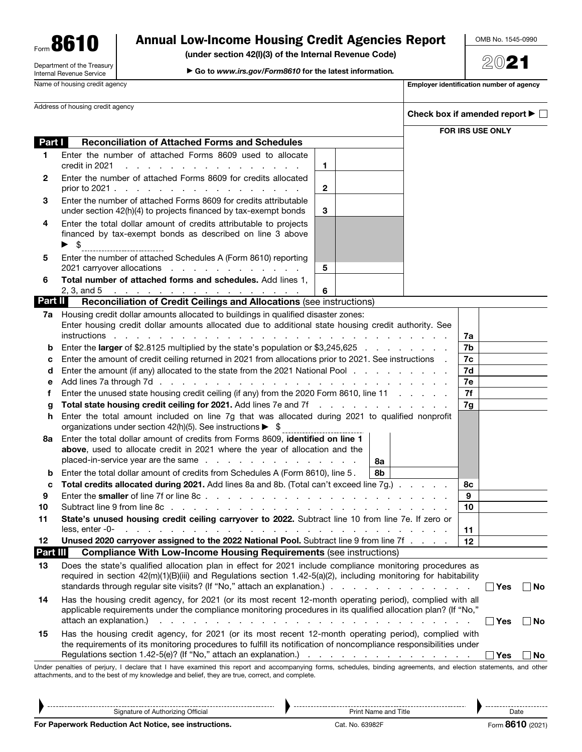# Form 8610

**Annual Low-Income Housing Credit Agencies Report**

**(under section 42(l)(3) of the Internal Revenue Code)**

▶ **Go to *www.irs.gov/Form8610* for the latest information.**

Department of the Treasury
Internal Revenue Service

OMB No. 1545-0990

**2021**

| Name of housing credit agency | Employer identification number of agency |
|---|---|
| Address of housing credit agency | Check box if amended report ▶ ☐ |
| | FOR IRS USE ONLY |

## Part I — Reconciliation of Attached Forms and Schedules

| | | | |
|---|---|---|---|
| 1 | Enter the number of attached Forms 8609 used to allocate credit in 2021 | 1 | |
| 2 | Enter the number of attached Forms 8609 for credits allocated prior to 2021 | 2 | |
| 3 | Enter the number of attached Forms 8609 for credits attributable under section 42(h)(4) to projects financed by tax-exempt bonds | 3 | |
| 4 | Enter the total dollar amount of credits attributable to projects financed by tax-exempt bonds as described on line 3 above ▶ $ | | |
| 5 | Enter the number of attached Schedules A (Form 8610) reporting 2021 carryover allocations | 5 | |
| 6 | **Total number of attached forms and schedules.** Add lines 1, 2, 3, and 5 | 6 | |

## Part II — Reconciliation of Credit Ceilings and Allocations (see instructions)

| | | | | | |
|---|---|---|---|---|---|
| 7a | Housing credit dollar amounts allocated to buildings in qualified disaster zones: Enter housing credit dollar amounts allocated due to additional state housing credit authority. See instructions | | | 7a | |
| b | Enter the **larger** of \$2.8125 multiplied by the state's population or \$3,245,625 | | | 7b | |
| c | Enter the amount of credit ceiling returned in 2021 from allocations prior to 2021. See instructions | | | 7c | |
| d | Enter the amount (if any) allocated to the state from the 2021 National Pool | | | 7d | |
| e | Add lines 7a through 7d | | | 7e | |
| f | Enter the unused state housing credit ceiling (if any) from the 2020 Form 8610, line 11 | | | 7f | |
| g | **Total state housing credit ceiling for 2021.** Add lines 7e and 7f | | | 7g | |
| h | Enter the total amount included on line 7g that was allocated during 2021 to qualified nonprofit organizations under section 42(h)(5). See instructions ▶ $ | | | | |
| 8a | Enter the total dollar amount of credits from Forms 8609, **identified on line 1 above**, used to allocate credit in 2021 where the year of allocation and the placed-in-service year are the same | 8a | | | |
| b | Enter the total dollar amount of credits from Schedules A (Form 8610), line 5 | 8b | | | |
| c | **Total credits allocated during 2021.** Add lines 8a and 8b. (Total can't exceed line 7g.) | | | 8c | |
| 9 | Enter the **smaller** of line 7f or line 8c | | | 9 | |
| 10 | Subtract line 9 from line 8c | | | 10 | |
| 11 | **State's unused housing credit ceiling carryover to 2022.** Subtract line 10 from line 7e. If zero or less, enter -0- | | | 11 | |
| 12 | **Unused 2020 carryover assigned to the 2022 National Pool.** Subtract line 9 from line 7f | | | 12 | |

## Part III — Compliance With Low-Income Housing Requirements (see instructions)

| | | | |
|---|---|---|---|
| 13 | Does the state's qualified allocation plan in effect for 2021 include compliance monitoring procedures as required in section 42(m)(1)(B)(iii) and Regulations section 1.42-5(a)(2), including monitoring for habitability standards through regular site visits? (If "No," attach an explanation.) | ☐ Yes | ☐ No |
| 14 | Has the housing credit agency, for 2021 (or its most recent 12-month operating period), complied with all applicable requirements under the compliance monitoring procedures in its qualified allocation plan? (If "No," attach an explanation.) | ☐ Yes | ☐ No |
| 15 | Has the housing credit agency, for 2021 (or its most recent 12-month operating period), complied with the requirements of its monitoring procedures to fulfill its notification of noncompliance responsibilities under Regulations section 1.42-5(e)? (If "No," attach an explanation.) | ☐ Yes | ☐ No |

Under penalties of perjury, I declare that I have examined this report and accompanying forms, schedules, binding agreements, and election statements, and other attachments, and to the best of my knowledge and belief, they are true, correct, and complete.

| Signature of Authorizing Official | Print Name and Title | Date |
|---|---|---|
| | | |

**For Paperwork Reduction Act Notice, see instructions.** Cat. No. 63982F Form **8610** (2021)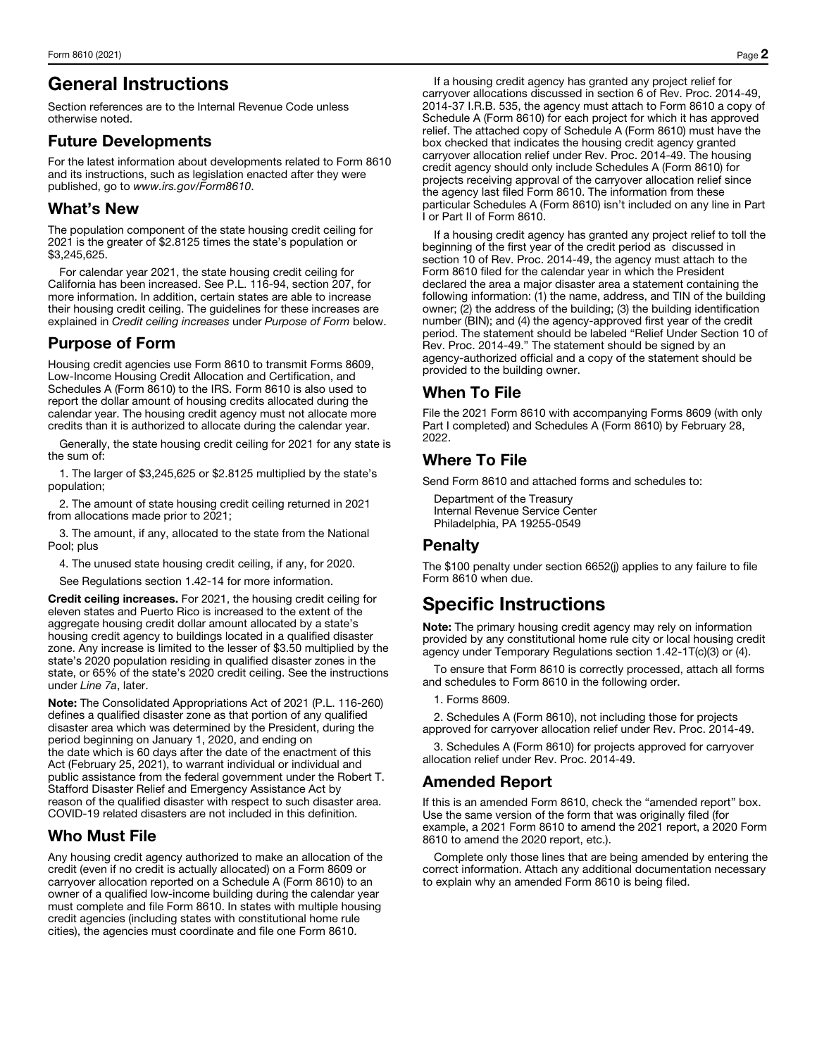# General Instructions

Section references are to the Internal Revenue Code unless otherwise noted.

## Future Developments

For the latest information about developments related to Form 8610 and its instructions, such as legislation enacted after they were published, go to *www.irs.gov/Form8610*.

## What's New

The population component of the state housing credit ceiling for 2021 is the greater of $2.8125 times the state's population or $3,245,625.

For calendar year 2021, the state housing credit ceiling for California has been increased. See P.L. 116-94, section 207, for more information. In addition, certain states are able to increase their housing credit ceiling. The guidelines for these increases are explained in *Credit ceiling increases* under *Purpose of Form* below.

## Purpose of Form

Housing credit agencies use Form 8610 to transmit Forms 8609, Low-Income Housing Credit Allocation and Certification, and Schedules A (Form 8610) to the IRS. Form 8610 is also used to report the dollar amount of housing credits allocated during the calendar year. The housing credit agency must not allocate more credits than it is authorized to allocate during the calendar year.

Generally, the state housing credit ceiling for 2021 for any state is the sum of:

1. The larger of $3,245,625 or $2.8125 multiplied by the state's population;

2. The amount of state housing credit ceiling returned in 2021 from allocations made prior to 2021;

3. The amount, if any, allocated to the state from the National Pool; plus

4. The unused state housing credit ceiling, if any, for 2020.

See Regulations section 1.42-14 for more information.

**Credit ceiling increases.** For 2021, the housing credit ceiling for eleven states and Puerto Rico is increased to the extent of the aggregate housing credit dollar amount allocated by a state's housing credit agency to buildings located in a qualified disaster zone. Any increase is limited to the lesser of $3.50 multiplied by the state's 2020 population residing in qualified disaster zones in the state, or 65% of the state's 2020 credit ceiling. See the instructions under *Line 7a*, later.

**Note:** The Consolidated Appropriations Act of 2021 (P.L. 116-260) defines a qualified disaster zone as that portion of any qualified disaster area which was determined by the President, during the period beginning on January 1, 2020, and ending on the date which is 60 days after the date of the enactment of this Act (February 25, 2021), to warrant individual or individual and public assistance from the federal government under the Robert T. Stafford Disaster Relief and Emergency Assistance Act by reason of the qualified disaster with respect to such disaster area. COVID-19 related disasters are not included in this definition.

## Who Must File

Any housing credit agency authorized to make an allocation of the credit (even if no credit is actually allocated) on a Form 8609 or carryover allocation reported on a Schedule A (Form 8610) to an owner of a qualified low-income building during the calendar year must complete and file Form 8610. In states with multiple housing credit agencies (including states with constitutional home rule cities), the agencies must coordinate and file one Form 8610.

If a housing credit agency has granted any project relief for carryover allocations discussed in section 6 of Rev. Proc. 2014-49, 2014-37 I.R.B. 535, the agency must attach to Form 8610 a copy of Schedule A (Form 8610) for each project for which it has approved relief. The attached copy of Schedule A (Form 8610) must have the box checked that indicates the housing credit agency granted carryover allocation relief under Rev. Proc. 2014-49. The housing credit agency should only include Schedules A (Form 8610) for projects receiving approval of the carryover allocation relief since the agency last filed Form 8610. The information from these particular Schedules A (Form 8610) isn't included on any line in Part I or Part II of Form 8610.

If a housing credit agency has granted any project relief to toll the beginning of the first year of the credit period as discussed in section 10 of Rev. Proc. 2014-49, the agency must attach to the Form 8610 filed for the calendar year in which the President declared the area a major disaster area a statement containing the following information: (1) the name, address, and TIN of the building owner; (2) the address of the building; (3) the building identification number (BIN); and (4) the agency-approved first year of the credit period. The statement should be labeled "Relief Under Section 10 of Rev. Proc. 2014-49." The statement should be signed by an agency-authorized official and a copy of the statement should be provided to the building owner.

## When To File

File the 2021 Form 8610 with accompanying Forms 8609 (with only Part I completed) and Schedules A (Form 8610) by February 28, 2022.

## Where To File

Send Form 8610 and attached forms and schedules to:

Department of the Treasury
Internal Revenue Service Center
Philadelphia, PA 19255-0549

## Penalty

The $100 penalty under section 6652(j) applies to any failure to file Form 8610 when due.

# Specific Instructions

**Note:** The primary housing credit agency may rely on information provided by any constitutional home rule city or local housing credit agency under Temporary Regulations section 1.42-1T(c)(3) or (4).

To ensure that Form 8610 is correctly processed, attach all forms and schedules to Form 8610 in the following order.

1. Forms 8609.

2. Schedules A (Form 8610), not including those for projects approved for carryover allocation relief under Rev. Proc. 2014-49.

3. Schedules A (Form 8610) for projects approved for carryover allocation relief under Rev. Proc. 2014-49.

## Amended Report

If this is an amended Form 8610, check the "amended report" box. Use the same version of the form that was originally filed (for example, a 2021 Form 8610 to amend the 2021 report, a 2020 Form 8610 to amend the 2020 report, etc.).

Complete only those lines that are being amended by entering the correct information. Attach any additional documentation necessary to explain why an amended Form 8610 is being filed.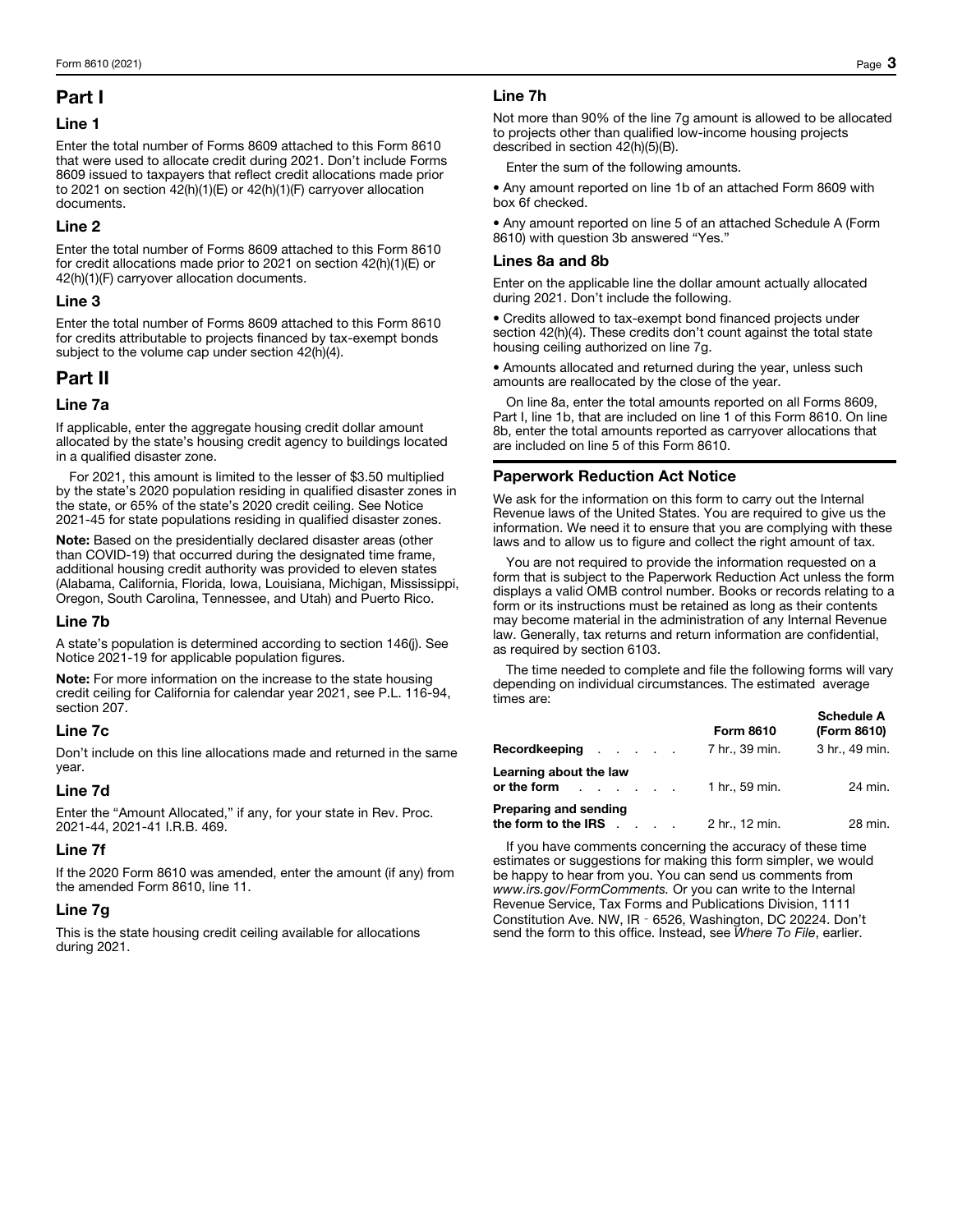## Part I

### Line 1

Enter the total number of Forms 8609 attached to this Form 8610 that were used to allocate credit during 2021. Don't include Forms 8609 issued to taxpayers that reflect credit allocations made prior to 2021 on section 42(h)(1)(E) or 42(h)(1)(F) carryover allocation documents.

### Line 2

Enter the total number of Forms 8609 attached to this Form 8610 for credit allocations made prior to 2021 on section 42(h)(1)(E) or 42(h)(1)(F) carryover allocation documents.

### Line 3

Enter the total number of Forms 8609 attached to this Form 8610 for credits attributable to projects financed by tax-exempt bonds subject to the volume cap under section 42(h)(4).

## Part II

### Line 7a

If applicable, enter the aggregate housing credit dollar amount allocated by the state's housing credit agency to buildings located in a qualified disaster zone.

For 2021, this amount is limited to the lesser of $3.50 multiplied by the state's 2020 population residing in qualified disaster zones in the state, or 65% of the state's 2020 credit ceiling. See Notice 2021-45 for state populations residing in qualified disaster zones.

**Note:** Based on the presidentially declared disaster areas (other than COVID-19) that occurred during the designated time frame, additional housing credit authority was provided to eleven states (Alabama, California, Florida, Iowa, Louisiana, Michigan, Mississippi, Oregon, South Carolina, Tennessee, and Utah) and Puerto Rico.

### Line 7b

A state's population is determined according to section 146(j). See Notice 2021-19 for applicable population figures.

**Note:** For more information on the increase to the state housing credit ceiling for California for calendar year 2021, see P.L. 116-94, section 207.

### Line 7c

Don't include on this line allocations made and returned in the same year.

### Line 7d

Enter the "Amount Allocated," if any, for your state in Rev. Proc. 2021-44, 2021-41 I.R.B. 469.

### Line 7f

If the 2020 Form 8610 was amended, enter the amount (if any) from the amended Form 8610, line 11.

### Line 7g

This is the state housing credit ceiling available for allocations during 2021.

### Line 7h

Not more than 90% of the line 7g amount is allowed to be allocated to projects other than qualified low-income housing projects described in section 42(h)(5)(B).

Enter the sum of the following amounts.

- Any amount reported on line 1b of an attached Form 8609 with box 6f checked.
- Any amount reported on line 5 of an attached Schedule A (Form 8610) with question 3b answered "Yes."

### Lines 8a and 8b

Enter on the applicable line the dollar amount actually allocated during 2021. Don't include the following.

- Credits allowed to tax-exempt bond financed projects under section 42(h)(4). These credits don't count against the total state housing ceiling authorized on line 7g.
- Amounts allocated and returned during the year, unless such amounts are reallocated by the close of the year.

On line 8a, enter the total amounts reported on all Forms 8609, Part I, line 1b, that are included on line 1 of this Form 8610. On line 8b, enter the total amounts reported as carryover allocations that are included on line 5 of this Form 8610.

### Paperwork Reduction Act Notice

We ask for the information on this form to carry out the Internal Revenue laws of the United States. You are required to give us the information. We need it to ensure that you are complying with these laws and to allow us to figure and collect the right amount of tax.

You are not required to provide the information requested on a form that is subject to the Paperwork Reduction Act unless the form displays a valid OMB control number. Books or records relating to a form or its instructions must be retained as long as their contents may become material in the administration of any Internal Revenue law. Generally, tax returns and return information are confidential, as required by section 6103.

The time needed to complete and file the following forms will vary depending on individual circumstances. The estimated average times are:

| | Form 8610 | Schedule A (Form 8610) |
|---|---|---|
| **Recordkeeping** | 7 hr., 39 min. | 3 hr., 49 min. |
| **Learning about the law or the form** | 1 hr., 59 min. | 24 min. |
| **Preparing and sending the form to the IRS** | 2 hr., 12 min. | 28 min. |

If you have comments concerning the accuracy of these time estimates or suggestions for making this form simpler, we would be happy to hear from you. You can send us comments from *www.irs.gov/FormComments.* Or you can write to the Internal Revenue Service, Tax Forms and Publications Division, 1111 Constitution Ave. NW, IR-6526, Washington, DC 20224. Don't send the form to this office. Instead, see *Where To File*, earlier.